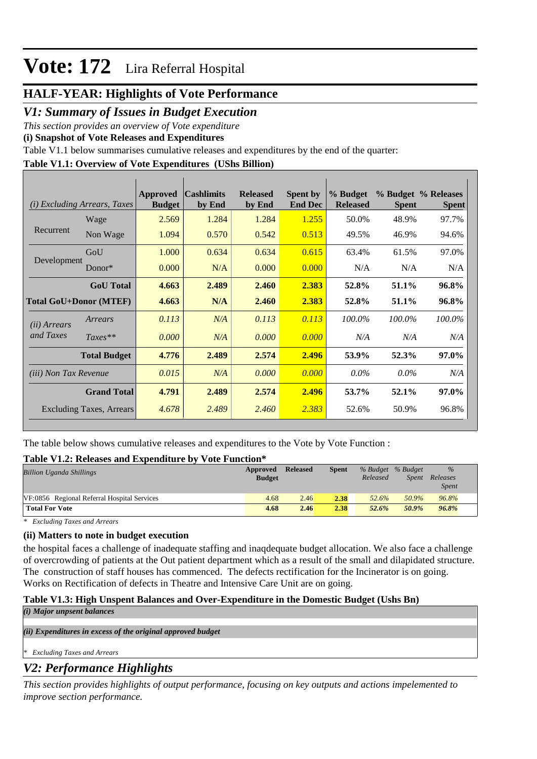# Vote: 172 Lira Referral Hospital

## HALF-YEAR: Highlights of Vote Performance

## *V1: Summary of Issues in Budget Execution*

*This section provides an overview of Vote expenditure*

**(i) Snapshot of Vote Releases and Expenditures**

Table V1.1 below summarises cumulative releases and expenditures by the end of the quarter:

**Table V1.1: Overview of Vote Expenditures (UShs Billion)**

| *(i) Excluding Arrears, Taxes* | | Approved Budget | Cashlimits by End | Released by End | Spent by End Dec | % Budget Released | % Budget Spent | % Releases Spent |
|---|---|---|---|---|---|---|---|---|
| Recurrent | Wage | 2.569 | 1.284 | 1.284 | 1.255 | 50.0% | 48.9% | 97.7% |
| | Non Wage | 1.094 | 0.570 | 0.542 | 0.513 | 49.5% | 46.9% | 94.6% |
| Development | GoU | 1.000 | 0.634 | 0.634 | 0.615 | 63.4% | 61.5% | 97.0% |
| | Donor* | 0.000 | N/A | 0.000 | 0.000 | N/A | N/A | N/A |
| | **GoU Total** | **4.663** | **2.489** | **2.460** | **2.383** | **52.8%** | **51.1%** | **96.8%** |
| **Total GoU+Donor (MTEF)** | | **4.663** | **N/A** | **2.460** | **2.383** | **52.8%** | **51.1%** | **96.8%** |
| *(ii) Arrears and Taxes* | *Arrears* | *0.113* | *N/A* | *0.113* | *0.113* | *100.0%* | *100.0%* | *100.0%* |
| | *Taxes*** | *0.000* | *N/A* | *0.000* | *0.000* | *N/A* | *N/A* | *N/A* |
| | **Total Budget** | **4.776** | **2.489** | **2.574** | **2.496** | **53.9%** | **52.3%** | **97.0%** |
| *(iii) Non Tax Revenue* | | *0.015* | *N/A* | *0.000* | *0.000* | *0.0%* | *0.0%* | *N/A* |
| | **Grand Total** | **4.791** | **2.489** | **2.574** | **2.496** | **53.7%** | **52.1%** | **97.0%** |
| | Excluding Taxes, Arrears | *4.678* | *2.489* | *2.460* | *2.383* | 52.6% | 50.9% | 96.8% |

The table below shows cumulative releases and expenditures to the Vote by Vote Function :

**Table V1.2: Releases and Expenditure by Vote Function***

| *Billion Uganda Shillings* | Approved Budget | Released | Spent | *% Budget Released* | *% Budget Spent* | *% Releases Spent* |
|---|---|---|---|---|---|---|
| VF:0856 Regional Referral Hospital Services | 4.68 | 2.46 | 2.38 | *52.6%* | *50.9%* | *96.8%* |
| **Total For Vote** | **4.68** | **2.46** | **2.38** | ***52.6%*** | ***50.9%*** | ***96.8%*** |

*\* Excluding Taxes and Arrears*

**(ii) Matters to note in budget execution**

the hospital faces a challenge of inadequate staffing and inaqdequate budget allocation. We also face a challenge of overcrowding of patients at the Out patient department which as a result of the small and dilapidated structure. The construction of staff houses has commenced. The defects rectification for the Incinerator is on going. Works on Rectification of defects in Theatre and Intensive Care Unit are on going.

**Table V1.3: High Unspent Balances and Over-Expenditure in the Domestic Budget (Ushs Bn)**

***(i) Major unpsent balances***

***(ii) Expenditures in excess of the original approved budget***

*\* Excluding Taxes and Arrears*

## *V2: Performance Highlights*

*This section provides highlights of output performance, focusing on key outputs and actions impelemented to improve section performance.*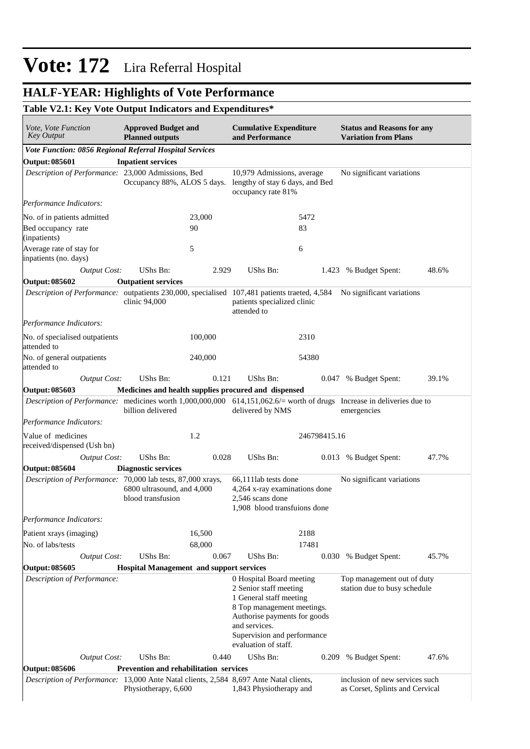# Vote: 172 Lira Referral Hospital

## HALF-YEAR: Highlights of Vote Performance

### Table V2.1: Key Vote Output Indicators and Expenditures*

| *Vote, Vote Function Key Output* | **Approved Budget and Planned outputs** | | **Cumulative Expenditure and Performance** | | **Status and Reasons for any Variation from Plans** | |
|---|---|---|---|---|---|---|
| ***Vote Function: 0856 Regional Referral Hospital Services*** | | | | | | |
| **Output: 085601** | **Inpatient services** | | | | | |
| *Description of Performance:* | 23,000 Admissions, Bed Occupancy 88%, ALOS 5 days. | | 10,979 Admissions, average lengthy of stay 6 days, and Bed occupancy rate 81% | | No significant variations | |
| *Performance Indicators:* | | | | | | |
| No. of in patients admitted | | 23,000 | | 5472 | | |
| Bed occupancy rate (inpatients) | | 90 | | 83 | | |
| Average rate of stay for inpatients (no. days) | | 5 | | 6 | | |
| *Output Cost:* | UShs Bn: | 2.929 | UShs Bn: | 1.423 | % Budget Spent: | 48.6% |
| **Output: 085602** | **Outpatient services** | | | | | |
| *Description of Performance:* | outpatients 230,000, specialised clinic 94,000 | | 107,481 patients traeted, 4,584 patients specialized clinic attended to | | No significant variations | |
| *Performance Indicators:* | | | | | | |
| No. of specialised outpatients attended to | | 100,000 | | 2310 | | |
| No. of general outpatients attended to | | 240,000 | | 54380 | | |
| *Output Cost:* | UShs Bn: | 0.121 | UShs Bn: | 0.047 | % Budget Spent: | 39.1% |
| **Output: 085603** | **Medicines and health supplies procured and dispensed** | | | | | |
| *Description of Performance:* | medicines worth 1,000,000,000 billion delivered | | 614,151,062.6/= worth of drugs delivered by NMS | | Increase in deliveries due to emergencies | |
| *Performance Indicators:* | | | | | | |
| Value of medicines received/dispensed (Ush bn) | | 1.2 | | 246798415.16 | | |
| *Output Cost:* | UShs Bn: | 0.028 | UShs Bn: | 0.013 | % Budget Spent: | 47.7% |
| **Output: 085604** | **Diagnostic services** | | | | | |
| *Description of Performance:* | 70,000 lab tests, 87,000 xrays, 6800 ultrasound, and 4,000 blood transfusion | | 66,111lab tests done<br>4,264 x-ray examinations done<br>2,546 scans done<br>1,908 blood transfuions done | | No significant variations | |
| *Performance Indicators:* | | | | | | |
| Patient xrays (imaging) | | 16,500 | | 2188 | | |
| No. of labs/tests | | 68,000 | | 17481 | | |
| *Output Cost:* | UShs Bn: | 0.067 | UShs Bn: | 0.030 | % Budget Spent: | 45.7% |
| **Output: 085605** | **Hospital Management and support services** | | | | | |
| *Description of Performance:* | | | 0 Hospital Board meeting<br>2 Senior staff meeting<br>1 General staff meeting<br>8 Top management meetings.<br>Authorise payments for goods and services.<br>Supervision and performance evaluation of staff. | | Top management out of duty station due to busy schedule | |
| *Output Cost:* | UShs Bn: | 0.440 | UShs Bn: | 0.209 | % Budget Spent: | 47.6% |
| **Output: 085606** | **Prevention and rehabilitation services** | | | | | |
| *Description of Performance:* | 13,000 Ante Natal clients, 2,584 Physiotherapy, 6,600 | | 8,697 Ante Natal clients, 1,843 Physiotherapy and | | inclusion of new services such as Corset, Splints and Cervical | |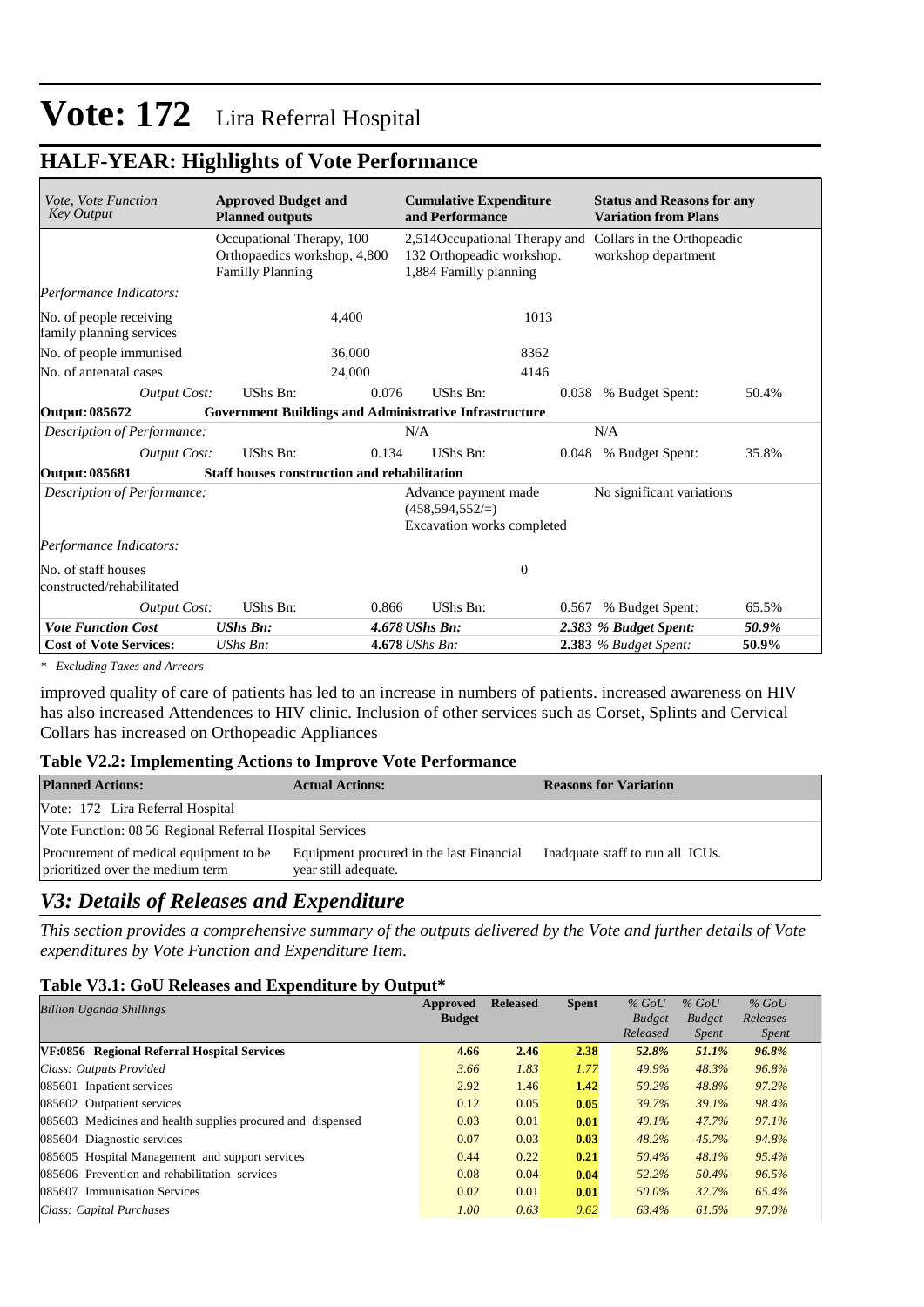# Vote: 172 Lira Referral Hospital

## HALF-YEAR: Highlights of Vote Performance

| *Vote, Vote Function Key Output* | **Approved Budget and Planned outputs** | | **Cumulative Expenditure and Performance** | | **Status and Reasons for any Variation from Plans** | |
|---|---|---|---|---|---|---|
| | Occupational Therapy, 100 Orthopaedics workshop, 4,800 Familly Planning | | 2,514Occupational Therapy and 132 Orthopeadic workshop. 1,884 Familly planning | | Collars in the Orthopeadic workshop department | |
| *Performance Indicators:* | | | | | | |
| No. of people receiving family planning services | | 4,400 | | 1013 | | |
| No. of people immunised | | 36,000 | | 8362 | | |
| No. of antenatal cases | | 24,000 | | 4146 | | |
| *Output Cost:* | UShs Bn: | 0.076 | UShs Bn: | 0.038 | % Budget Spent: | 50.4% |
| **Output: 085672** | **Government Buildings and Administrative Infrastructure** | | | | | |
| *Description of Performance:* | | | N/A | | N/A | |
| *Output Cost:* | UShs Bn: | 0.134 | UShs Bn: | 0.048 | % Budget Spent: | 35.8% |
| **Output: 085681** | **Staff houses construction and rehabilitation** | | | | | |
| *Description of Performance:* | | | Advance payment made (458,594,552/=) Excavation works completed | | No significant variations | |
| *Performance Indicators:* | | | | | | |
| No. of staff houses constructed/rehabilitated | | | | 0 | | |
| *Output Cost:* | UShs Bn: | 0.866 | UShs Bn: | 0.567 | % Budget Spent: | 65.5% |
| ***Vote Function Cost*** | ***UShs Bn:*** | ***4.678*** | ***UShs Bn:*** | ***2.383*** | ***% Budget Spent:*** | ***50.9%*** |
| **Cost of Vote Services:** | *UShs Bn:* | **4.678** | *UShs Bn:* | **2.383** | *% Budget Spent:* | **50.9%** |

*\* Excluding Taxes and Arrears*

improved quality of care of patients has led to an increase in numbers of patients. increased awareness on HIV has also increased Attendences to HIV clinic. Inclusion of other services such as Corset, Splints and Cervical Collars has increased on Orthopeadic Appliances

### Table V2.2: Implementing Actions to Improve Vote Performance

| **Planned Actions:** | **Actual Actions:** | **Reasons for Variation** |
|---|---|---|
| Vote: 172 Lira Referral Hospital | | |
| Vote Function: 08 56 Regional Referral Hospital Services | | |
| Procurement of medical equipment to be prioritized over the medium term | Equipment procured in the last Financial year still adequate. | Inadquate staff to run all ICUs. |

## *V3: Details of Releases and Expenditure*

*This section provides a comprehensive summary of the outputs delivered by the Vote and further details of Vote expenditures by Vote Function and Expenditure Item.*

### Table V3.1: GoU Releases and Expenditure by Output*

| *Billion Uganda Shillings* | **Approved Budget** | **Released** | **Spent** | *% GoU Budget Released* | *% GoU Budget Spent* | *% GoU Releases Spent* |
|---|---|---|---|---|---|---|
| **VF:0856 Regional Referral Hospital Services** | **4.66** | **2.46** | **2.38** | ***52.8%*** | ***51.1%*** | ***96.8%*** |
| *Class: Outputs Provided* | *3.66* | *1.83* | *1.77* | *49.9%* | *48.3%* | *96.8%* |
| 085601 Inpatient services | 2.92 | 1.46 | **1.42** | *50.2%* | *48.8%* | *97.2%* |
| 085602 Outpatient services | 0.12 | 0.05 | **0.05** | *39.7%* | *39.1%* | *98.4%* |
| 085603 Medicines and health supplies procured and dispensed | 0.03 | 0.01 | **0.01** | *49.1%* | *47.7%* | *97.1%* |
| 085604 Diagnostic services | 0.07 | 0.03 | **0.03** | *48.2%* | *45.7%* | *94.8%* |
| 085605 Hospital Management and support services | 0.44 | 0.22 | **0.21** | *50.4%* | *48.1%* | *95.4%* |
| 085606 Prevention and rehabilitation services | 0.08 | 0.04 | **0.04** | *52.2%* | *50.4%* | *96.5%* |
| 085607 Immunisation Services | 0.02 | 0.01 | **0.01** | *50.0%* | *32.7%* | *65.4%* |
| *Class: Capital Purchases* | *1.00* | *0.63* | *0.62* | *63.4%* | *61.5%* | *97.0%* |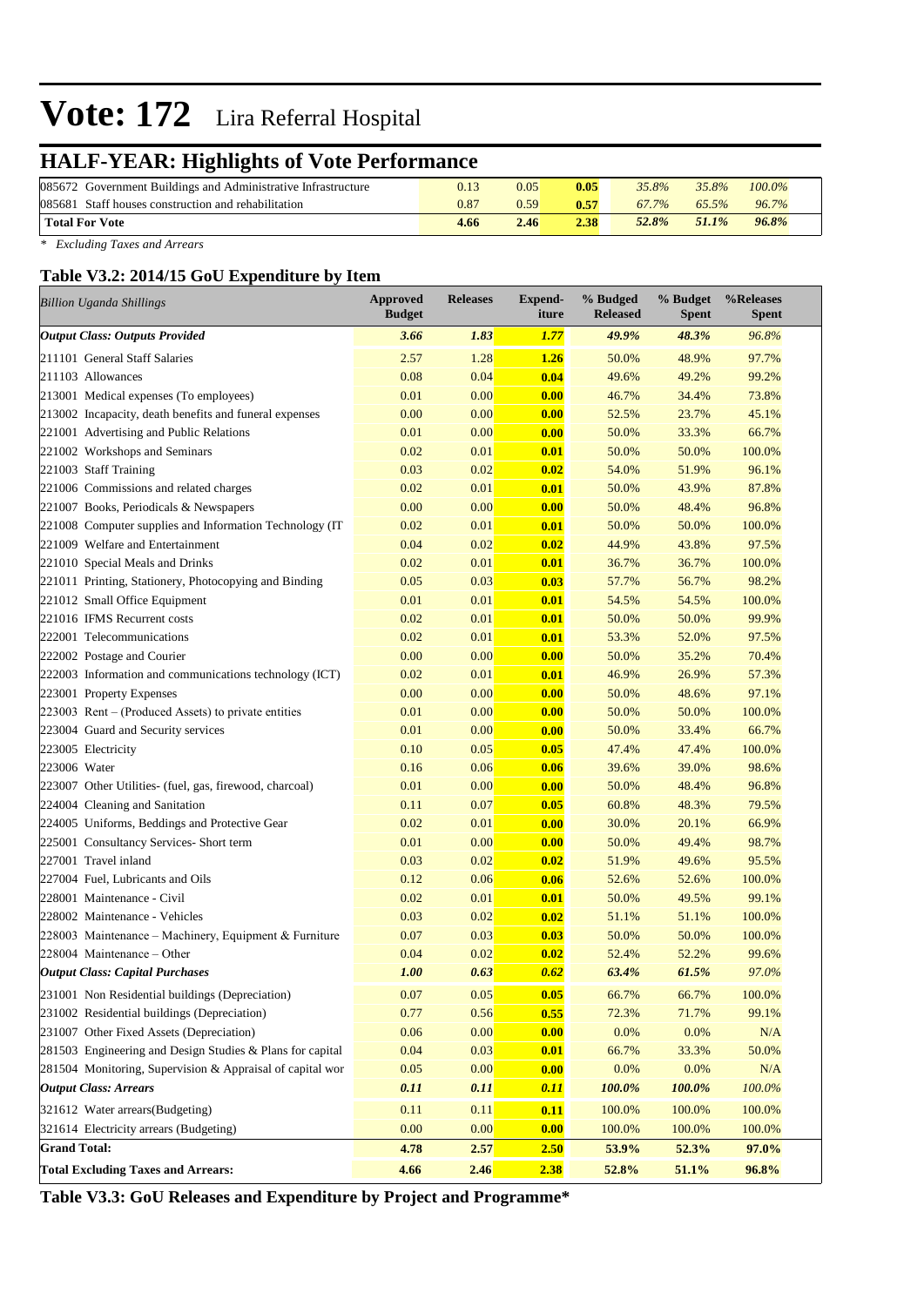# Vote: 172 Lira Referral Hospital

## HALF-YEAR: Highlights of Vote Performance

| | | | | | | |
|---|---|---|---|---|---|---|
| 085672 Government Buildings and Administrative Infrastructure | 0.13 | 0.05 | **0.05** | *35.8%* | *35.8%* | *100.0%* |
| 085681 Staff houses construction and rehabilitation | 0.87 | 0.59 | **0.57** | *67.7%* | *65.5%* | *96.7%* |
| **Total For Vote** | **4.66** | **2.46** | **2.38** | ***52.8%*** | ***51.1%*** | ***96.8%*** |

*\* Excluding Taxes and Arrears*

### Table V3.2: 2014/15 GoU Expenditure by Item

| *Billion Uganda Shillings* | Approved Budget | Releases | Expend-iture | % Budged Released | % Budget Spent | %Releases Spent |
|---|---|---|---|---|---|---|
| ***Output Class: Outputs Provided*** | ***3.66*** | ***1.83*** | ***1.77*** | ***49.9%*** | ***48.3%*** | ***96.8%*** |
| 211101 General Staff Salaries | 2.57 | 1.28 | **1.26** | 50.0% | 48.9% | 97.7% |
| 211103 Allowances | 0.08 | 0.04 | **0.04** | 49.6% | 49.2% | 99.2% |
| 213001 Medical expenses (To employees) | 0.01 | 0.00 | **0.00** | 46.7% | 34.4% | 73.8% |
| 213002 Incapacity, death benefits and funeral expenses | 0.00 | 0.00 | **0.00** | 52.5% | 23.7% | 45.1% |
| 221001 Advertising and Public Relations | 0.01 | 0.00 | **0.00** | 50.0% | 33.3% | 66.7% |
| 221002 Workshops and Seminars | 0.02 | 0.01 | **0.01** | 50.0% | 50.0% | 100.0% |
| 221003 Staff Training | 0.03 | 0.02 | **0.02** | 54.0% | 51.9% | 96.1% |
| 221006 Commissions and related charges | 0.02 | 0.01 | **0.01** | 50.0% | 43.9% | 87.8% |
| 221007 Books, Periodicals & Newspapers | 0.00 | 0.00 | **0.00** | 50.0% | 48.4% | 96.8% |
| 221008 Computer supplies and Information Technology (IT | 0.02 | 0.01 | **0.01** | 50.0% | 50.0% | 100.0% |
| 221009 Welfare and Entertainment | 0.04 | 0.02 | **0.02** | 44.9% | 43.8% | 97.5% |
| 221010 Special Meals and Drinks | 0.02 | 0.01 | **0.01** | 36.7% | 36.7% | 100.0% |
| 221011 Printing, Stationery, Photocopying and Binding | 0.05 | 0.03 | **0.03** | 57.7% | 56.7% | 98.2% |
| 221012 Small Office Equipment | 0.01 | 0.01 | **0.01** | 54.5% | 54.5% | 100.0% |
| 221016 IFMS Recurrent costs | 0.02 | 0.01 | **0.01** | 50.0% | 50.0% | 99.9% |
| 222001 Telecommunications | 0.02 | 0.01 | **0.01** | 53.3% | 52.0% | 97.5% |
| 222002 Postage and Courier | 0.00 | 0.00 | **0.00** | 50.0% | 35.2% | 70.4% |
| 222003 Information and communications technology (ICT) | 0.02 | 0.01 | **0.01** | 46.9% | 26.9% | 57.3% |
| 223001 Property Expenses | 0.00 | 0.00 | **0.00** | 50.0% | 48.6% | 97.1% |
| 223003 Rent – (Produced Assets) to private entities | 0.01 | 0.00 | **0.00** | 50.0% | 50.0% | 100.0% |
| 223004 Guard and Security services | 0.01 | 0.00 | **0.00** | 50.0% | 33.4% | 66.7% |
| 223005 Electricity | 0.10 | 0.05 | **0.05** | 47.4% | 47.4% | 100.0% |
| 223006 Water | 0.16 | 0.06 | **0.06** | 39.6% | 39.0% | 98.6% |
| 223007 Other Utilities- (fuel, gas, firewood, charcoal) | 0.01 | 0.00 | **0.00** | 50.0% | 48.4% | 96.8% |
| 224004 Cleaning and Sanitation | 0.11 | 0.07 | **0.05** | 60.8% | 48.3% | 79.5% |
| 224005 Uniforms, Beddings and Protective Gear | 0.02 | 0.01 | **0.00** | 30.0% | 20.1% | 66.9% |
| 225001 Consultancy Services- Short term | 0.01 | 0.00 | **0.00** | 50.0% | 49.4% | 98.7% |
| 227001 Travel inland | 0.03 | 0.02 | **0.02** | 51.9% | 49.6% | 95.5% |
| 227004 Fuel, Lubricants and Oils | 0.12 | 0.06 | **0.06** | 52.6% | 52.6% | 100.0% |
| 228001 Maintenance - Civil | 0.02 | 0.01 | **0.01** | 50.0% | 49.5% | 99.1% |
| 228002 Maintenance - Vehicles | 0.03 | 0.02 | **0.02** | 51.1% | 51.1% | 100.0% |
| 228003 Maintenance – Machinery, Equipment & Furniture | 0.07 | 0.03 | **0.03** | 50.0% | 50.0% | 100.0% |
| 228004 Maintenance – Other | 0.04 | 0.02 | **0.02** | 52.4% | 52.2% | 99.6% |
| ***Output Class: Capital Purchases*** | ***1.00*** | ***0.63*** | ***0.62*** | ***63.4%*** | ***61.5%*** | ***97.0%*** |
| 231001 Non Residential buildings (Depreciation) | 0.07 | 0.05 | **0.05** | 66.7% | 66.7% | 100.0% |
| 231002 Residential buildings (Depreciation) | 0.77 | 0.56 | **0.55** | 72.3% | 71.7% | 99.1% |
| 231007 Other Fixed Assets (Depreciation) | 0.06 | 0.00 | **0.00** | 0.0% | 0.0% | N/A |
| 281503 Engineering and Design Studies & Plans for capital | 0.04 | 0.03 | **0.01** | 66.7% | 33.3% | 50.0% |
| 281504 Monitoring, Supervision & Appraisal of capital wor | 0.05 | 0.00 | **0.00** | 0.0% | 0.0% | N/A |
| ***Output Class: Arrears*** | ***0.11*** | ***0.11*** | ***0.11*** | ***100.0%*** | ***100.0%*** | ***100.0%*** |
| 321612 Water arrears(Budgeting) | 0.11 | 0.11 | **0.11** | 100.0% | 100.0% | 100.0% |
| 321614 Electricity arrears (Budgeting) | 0.00 | 0.00 | **0.00** | 100.0% | 100.0% | 100.0% |
| **Grand Total:** | **4.78** | **2.57** | **2.50** | **53.9%** | **52.3%** | **97.0%** |
| **Total Excluding Taxes and Arrears:** | **4.66** | **2.46** | **2.38** | **52.8%** | **51.1%** | **96.8%** |

### Table V3.3: GoU Releases and Expenditure by Project and Programme*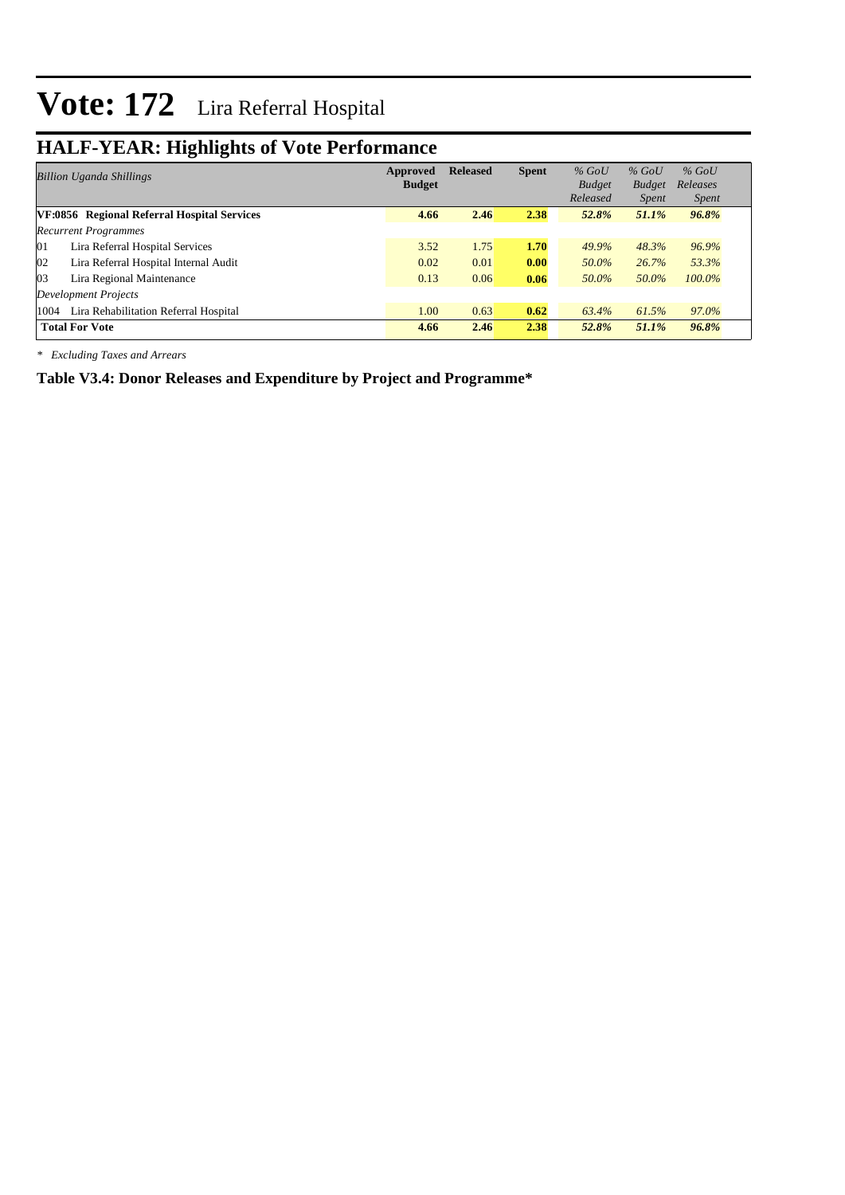# Vote: 172 Lira Referral Hospital

## HALF-YEAR: Highlights of Vote Performance

| *Billion Uganda Shillings* | Approved Budget | Released | Spent | *% GoU Budget Released* | *% GoU Budget Spent* | *% GoU Releases Spent* |
|---|---|---|---|---|---|---|
| **VF:0856 Regional Referral Hospital Services** | **4.66** | **2.46** | **2.38** | ***52.8%*** | ***51.1%*** | ***96.8%*** |
| *Recurrent Programmes* | | | | | | |
| 01 Lira Referral Hospital Services | 3.52 | 1.75 | **1.70** | *49.9%* | *48.3%* | *96.9%* |
| 02 Lira Referral Hospital Internal Audit | 0.02 | 0.01 | **0.00** | *50.0%* | *26.7%* | *53.3%* |
| 03 Lira Regional Maintenance | 0.13 | 0.06 | **0.06** | *50.0%* | *50.0%* | *100.0%* |
| *Development Projects* | | | | | | |
| 1004 Lira Rehabilitation Referral Hospital | 1.00 | 0.63 | **0.62** | *63.4%* | *61.5%* | *97.0%* |
| **Total For Vote** | **4.66** | **2.46** | **2.38** | ***52.8%*** | ***51.1%*** | ***96.8%*** |

*\* Excluding Taxes and Arrears*

**Table V3.4: Donor Releases and Expenditure by Project and Programme***